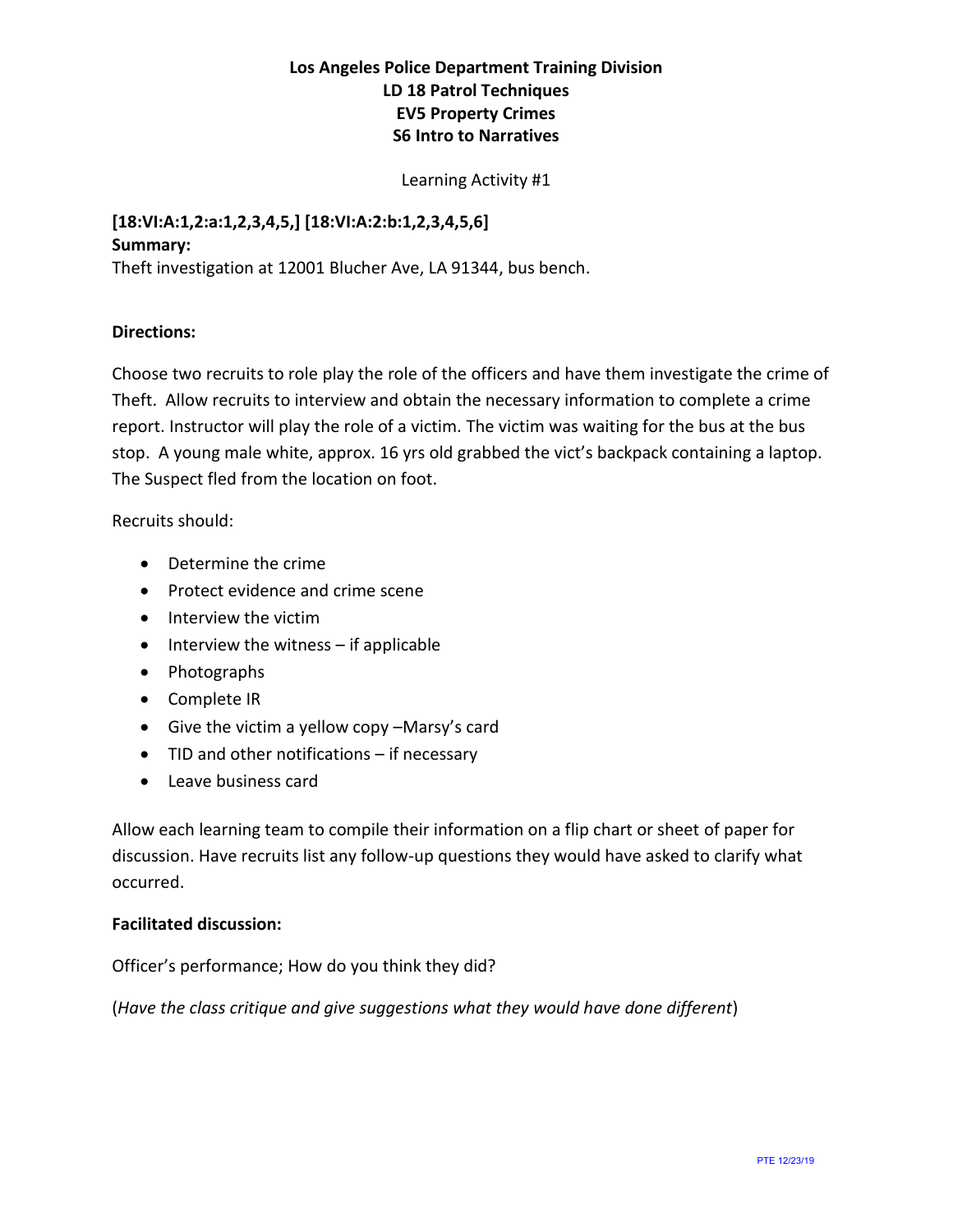**Los Angeles Police Department Training Division**
**LD 18 Patrol Techniques**
**EV5 Property Crimes**
**S6 Intro to Narratives**

Learning Activity #1

**[18:VI:A:1,2:a:1,2,3,4,5,] [18:VI:A:2:b:1,2,3,4,5,6]**
**Summary:**
Theft investigation at 12001 Blucher Ave, LA 91344, bus bench.

**Directions:**

Choose two recruits to role play the role of the officers and have them investigate the crime of Theft. Allow recruits to interview and obtain the necessary information to complete a crime report. Instructor will play the role of a victim. The victim was waiting for the bus at the bus stop. A young male white, approx. 16 yrs old grabbed the vict's backpack containing a laptop. The Suspect fled from the location on foot.

Recruits should:

- Determine the crime
- Protect evidence and crime scene
- Interview the victim
- Interview the witness – if applicable
- Photographs
- Complete IR
- Give the victim a yellow copy –Marsy's card
- TID and other notifications – if necessary
- Leave business card

Allow each learning team to compile their information on a flip chart or sheet of paper for discussion. Have recruits list any follow-up questions they would have asked to clarify what occurred.

**Facilitated discussion:**

Officer's performance; How do you think they did?

(*Have the class critique and give suggestions what they would have done different*)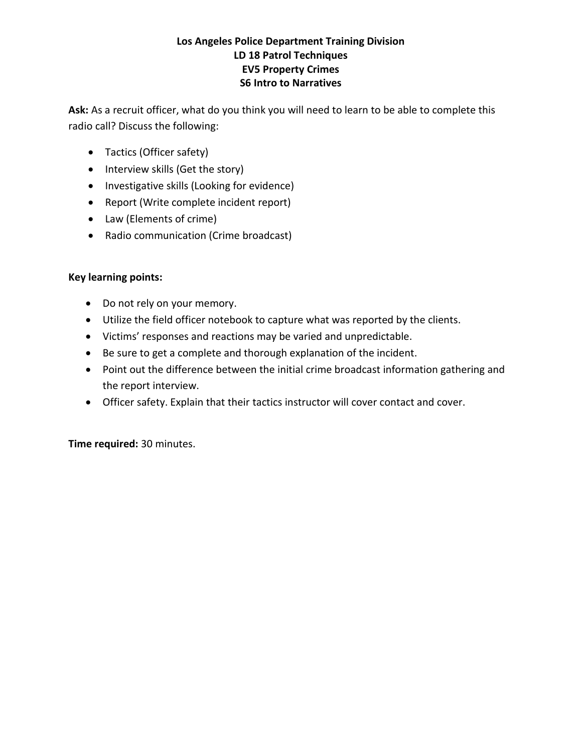**Los Angeles Police Department Training Division**
**LD 18 Patrol Techniques**
**EV5 Property Crimes**
**S6 Intro to Narratives**

**Ask:** As a recruit officer, what do you think you will need to learn to be able to complete this radio call? Discuss the following:

- Tactics (Officer safety)
- Interview skills (Get the story)
- Investigative skills (Looking for evidence)
- Report (Write complete incident report)
- Law (Elements of crime)
- Radio communication (Crime broadcast)

**Key learning points:**

- Do not rely on your memory.
- Utilize the field officer notebook to capture what was reported by the clients.
- Victims' responses and reactions may be varied and unpredictable.
- Be sure to get a complete and thorough explanation of the incident.
- Point out the difference between the initial crime broadcast information gathering and the report interview.
- Officer safety. Explain that their tactics instructor will cover contact and cover.

**Time required:** 30 minutes.